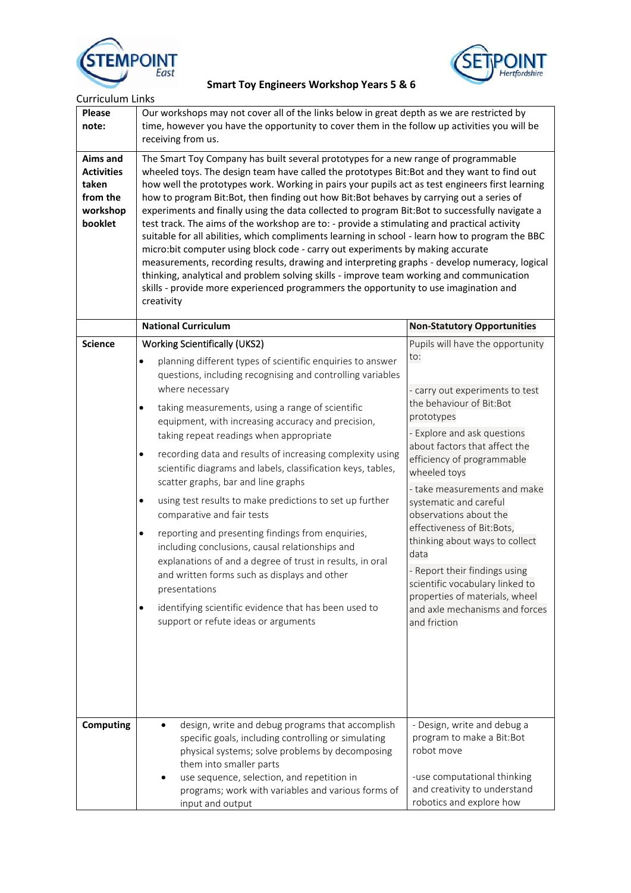# Smart Toy Engineers Workshop Years 5 & 6

Curriculum Links

| | | |
|---|---|---|
| **Please note:** | Our workshops may not cover all of the links below in great depth as we are restricted by time, however you have the opportunity to cover them in the follow up activities you will be receiving from us. | |
| **Aims and Activities taken from the workshop booklet** | The Smart Toy Company has built several prototypes for a new range of programmable wheeled toys. The design team have called the prototypes Bit:Bot and they want to find out how well the prototypes work. Working in pairs your pupils act as test engineers first learning how to program Bit:Bot, then finding out how Bit:Bot behaves by carrying out a series of experiments and finally using the data collected to program Bit:Bot to successfully navigate a test track. The aims of the workshop are to: - provide a stimulating and practical activity suitable for all abilities, which compliments learning in school - learn how to program the BBC micro:bit computer using block code - carry out experiments by making accurate measurements, recording results, drawing and interpreting graphs - develop numeracy, logical thinking, analytical and problem solving skills - improve team working and communication skills - provide more experienced programmers the opportunity to use imagination and creativity | |
| | **National Curriculum** | **Non-Statutory Opportunities** |
| **Science** | Working Scientifically (UKS2)<br>• planning different types of scientific enquiries to answer questions, including recognising and controlling variables where necessary<br>• taking measurements, using a range of scientific equipment, with increasing accuracy and precision, taking repeat readings when appropriate<br>• recording data and results of increasing complexity using scientific diagrams and labels, classification keys, tables, scatter graphs, bar and line graphs<br>• using test results to make predictions to set up further comparative and fair tests<br>• reporting and presenting findings from enquiries, including conclusions, causal relationships and explanations of and a degree of trust in results, in oral and written forms such as displays and other presentations<br>• identifying scientific evidence that has been used to support or refute ideas or arguments | Pupils will have the opportunity to:<br><br>- carry out experiments to test the behaviour of Bit:Bot prototypes<br>- Explore and ask questions about factors that affect the efficiency of programmable wheeled toys<br>- take measurements and make systematic and careful observations about the effectiveness of Bit:Bots, thinking about ways to collect data<br>- Report their findings using scientific vocabulary linked to properties of materials, wheel and axle mechanisms and forces and friction |
| **Computing** | • design, write and debug programs that accomplish specific goals, including controlling or simulating physical systems; solve problems by decomposing them into smaller parts<br>• use sequence, selection, and repetition in programs; work with variables and various forms of input and output | - Design, write and debug a program to make a Bit:Bot robot move<br><br>-use computational thinking and creativity to understand robotics and explore how |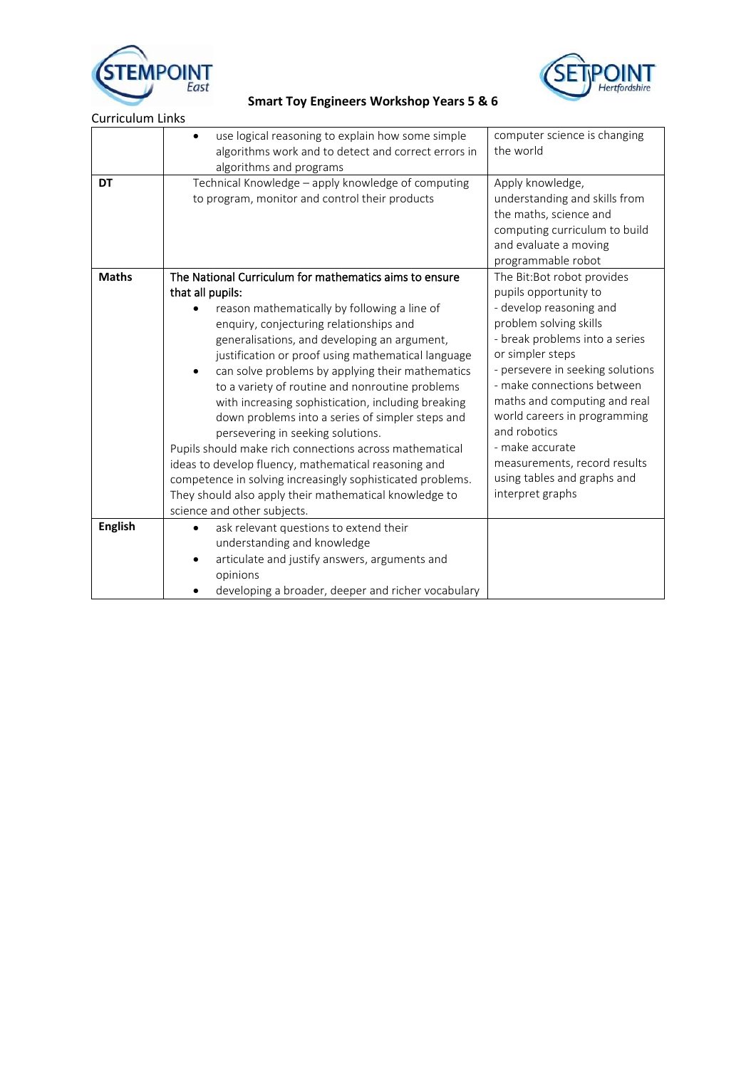**Smart Toy Engineers Workshop Years 5 & 6**

Curriculum Links

| | | |
|---|---|---|
| | • use logical reasoning to explain how some simple algorithms work and to detect and correct errors in algorithms and programs | computer science is changing the world |
| **DT** | Technical Knowledge – apply knowledge of computing to program, monitor and control their products | Apply knowledge, understanding and skills from the maths, science and computing curriculum to build and evaluate a moving programmable robot |
| **Maths** | The National Curriculum for mathematics aims to ensure that all pupils:<br>• reason mathematically by following a line of enquiry, conjecturing relationships and generalisations, and developing an argument, justification or proof using mathematical language<br>• can solve problems by applying their mathematics to a variety of routine and nonroutine problems with increasing sophistication, including breaking down problems into a series of simpler steps and persevering in seeking solutions.<br>Pupils should make rich connections across mathematical ideas to develop fluency, mathematical reasoning and competence in solving increasingly sophisticated problems. They should also apply their mathematical knowledge to science and other subjects. | The Bit:Bot robot provides pupils opportunity to<br>- develop reasoning and problem solving skills<br>- break problems into a series or simpler steps<br>- persevere in seeking solutions<br>- make connections between maths and computing and real world careers in programming and robotics<br>- make accurate measurements, record results using tables and graphs and interpret graphs |
| **English** | • ask relevant questions to extend their understanding and knowledge<br>• articulate and justify answers, arguments and opinions<br>• developing a broader, deeper and richer vocabulary | |